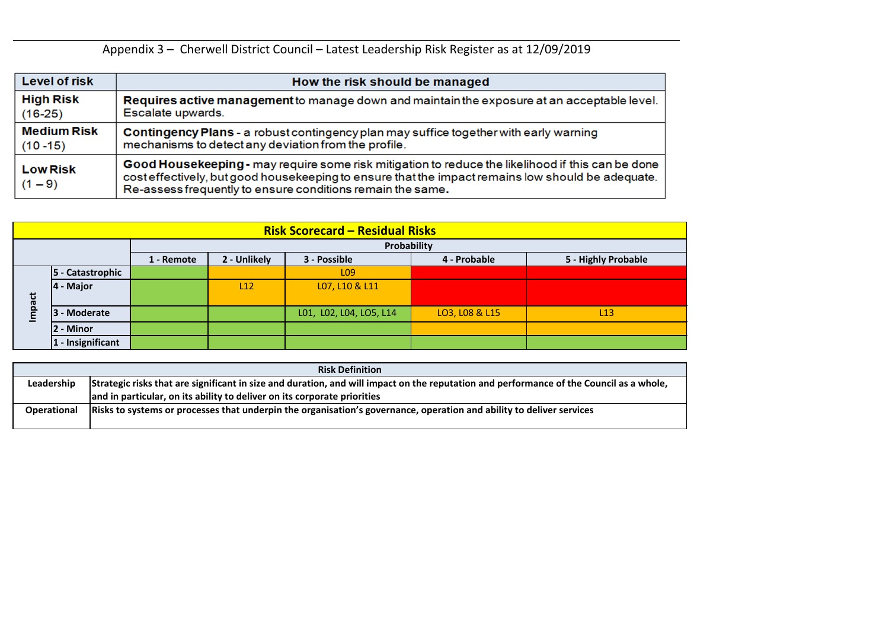Appendix 3 – Cherwell District Council – Latest Leadership Risk Register as at 12/09/2019

| Level of risk | How the risk should be managed |
|---|---|
| **High Risk** (16-25) | **Requires active management** to manage down and maintain the exposure at an acceptable level. Escalate upwards. |
| **Medium Risk** (10 -15) | **Contingency Plans** - a robust contingency plan may suffice together with early warning mechanisms to detect any deviation from the profile. |
| **Low Risk** (1 – 9) | **Good Housekeeping** - may require some risk mitigation to reduce the likelihood if this can be done cost effectively, but good housekeeping to ensure that the impact remains low should be adequate. Re-assess frequently to ensure conditions remain the same. |

**Risk Scorecard – Residual Risks**

| | | Probability | | | | |
|---|---|---|---|---|---|---|
| | | 1 - Remote | 2 - Unlikely | 3 - Possible | 4 - Probable | 5 - Highly Probable |
| Impact | 5 - Catastrophic | | | L09 | | |
| | 4 - Major | | L12 | L07, L10 & L11 | | |
| | 3 - Moderate | | | L01, L02, L04, LO5, L14 | LO3, L08 & L15 | L13 |
| | 2 - Minor | | | | | |
| | 1 - Insignificant | | | | | |

| Risk Definition | |
|---|---|
| Leadership | Strategic risks that are significant in size and duration, and will impact on the reputation and performance of the Council as a whole, and in particular, on its ability to deliver on its corporate priorities |
| Operational | Risks to systems or processes that underpin the organisation's governance, operation and ability to deliver services |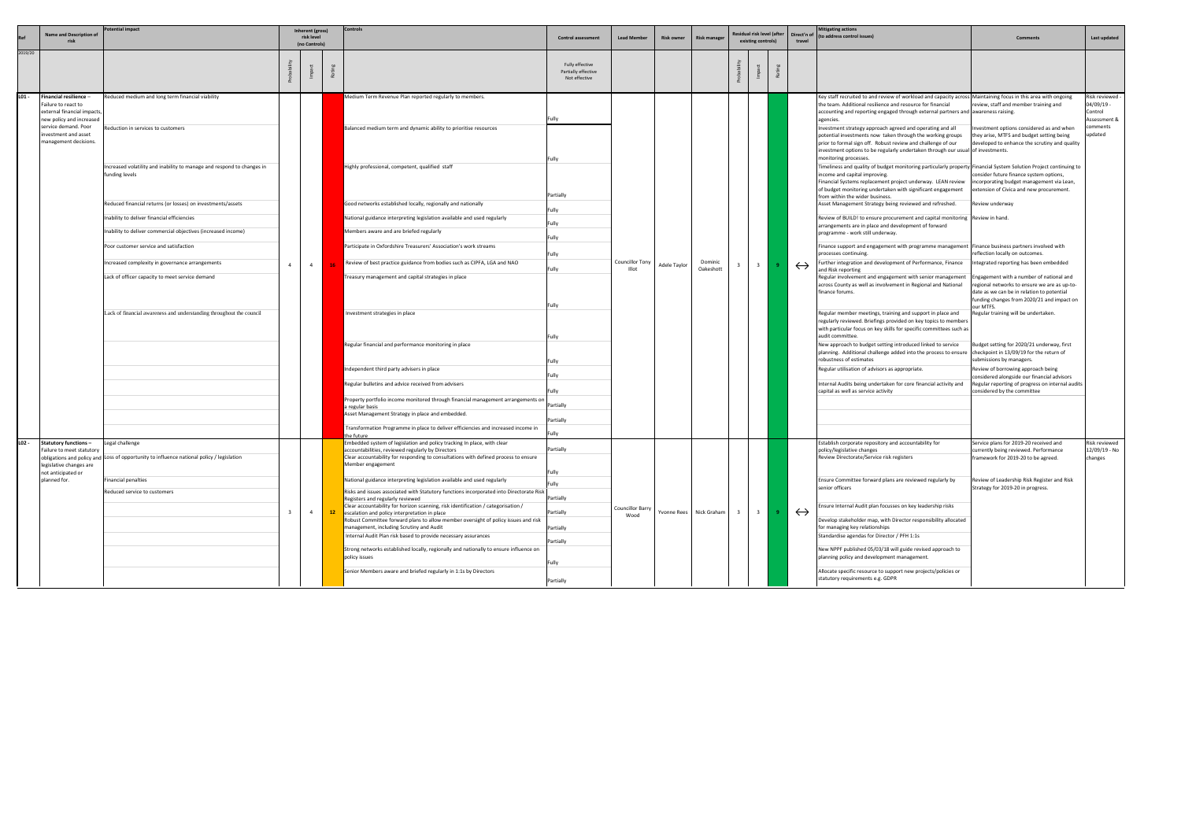| Ref | Name and Description of risk | Potential impact | Inherent (gross) risk level (no Controls) | | | Controls | Control assessment | Lead Member | Risk owner | Risk manager | Residual risk level (after existing controls) | | | Direct'n of travel | Mitigating actions (to address control issues) | Comments | Last updated |
|---|---|---|---|---|---|---|---|---|---|---|---|---|---|---|---|---|---|
| 2019/20 | | | Probability | Impact | Rating | | Fully effective Partially effective Not effective | | | | Probability | Impact | Rating | | | | |
| L01 - | **Financial resilience** – Failure to react to external financial impacts, new policy and increased service demand. Poor investment and asset management decisions. | Reduced medium and long term financial viability<br><br>Reduction in services to customers<br><br>Increased volatility and inability to manage and respond to changes in funding levels<br><br>Reduced financial returns (or losses) on investments/assets<br><br>Inability to deliver financial efficiencies<br><br>Inability to deliver commercial objectives (increased income)<br><br>Poor customer service and satisfaction<br><br>Increased complexity in governance arrangements<br><br>Lack of officer capacity to meet service demand<br><br>Lack of financial awareness and understanding throughout the council | 4 | 4 | 16 | Medium Term Revenue Plan reported regularly to members.<br><br>Balanced medium term and dynamic ability to prioritise resources<br><br>Highly professional, competent, qualified staff<br><br>Good networks established locally, regionally and nationally<br><br>National guidance interpreting legislation available and used regularly<br><br>Members aware and are briefed regularly<br><br>Participate in Oxfordshire Treasurers' Association's work streams<br><br>Review of best practice guidance from bodies such as CIPFA, LGA and NAO<br><br>Treasury management and capital strategies in place<br><br>Investment strategies in place<br><br>Regular financial and performance monitoring in place<br><br>Independent third party advisers in place<br><br>Regular bulletins and advice received from advisers<br><br>Property portfolio income monitored through financial management arrangements on a regular basis<br><br>Asset Management Strategy in place and embedded.<br><br>Transformation Programme in place to deliver efficiencies and increased income in the future | Fully<br><br>Fully<br><br>Partially<br><br>Fully<br><br>Fully<br><br>Fully<br><br>Fully<br><br>Fully<br><br>Fully<br><br>Fully<br><br>Fully<br><br>Fully<br><br>Fully<br><br>Partially<br><br>Partially<br><br>Fully | Councillor Tony Illot | Adele Taylor | Dominic Oakeshott | 3 | 3 | 9 | ↔ | Key staff recruited to and review of workload and capacity across the team. Additional resilience and resource for financial accounting and reporting engaged through external partners and agencies.<br><br>Investment strategy approach agreed and operating and all potential investments now taken through the working groups prior to formal sign off. Robust review and challenge of our investment options to be regularly undertaken through our usual monitoring processes.<br><br>Timeliness and quality of budget monitoring particularly property income and capital improving.<br>Financial Systems replacement project underway. LEAN review of budget monitoring undertaken with significant engagement from within the wider business.<br><br>Asset Management Strategy being reviewed and refreshed.<br><br>Review of BUILD! to ensure procurement and capital monitoring arrangements are in place and development of forward programme - work still underway.<br><br>Finance support and engagement with programme management processes continuing.<br><br>Further integration and development of Performance, Finance and Risk reporting<br><br>Regular involvement and engagement with senior management across County as well as involvement in Regional and National finance forums.<br><br>Regular member meetings, training and support in place and regularly reviewed. Briefings provided on key topics to members with particular focus on key skills for specific committees such as audit committee.<br><br>New approach to budget setting introduced linked to service planning. Additional challenge added into the process to ensure robustness of estimates<br><br>Regular utilisation of advisors as appropriate.<br><br>Internal Audits being undertaken for core financial activity and capital as well as service activity | Maintaining focus in this area with ongoing review, staff and member training and awareness raising.<br><br>Investment options considered as and when they arise, MTFS and budget setting being developed to enhance the scrutiny and quality of investments.<br><br>Financial System Solution Project continuing to consider future finance system options, incorporating budget management via Lean, extension of Civica and new procurement.<br><br>Review underway<br><br>Review in hand.<br><br>Finance business partners involved with reflection locally on outcomes.<br><br>Integrated reporting has been embedded<br><br>Engagement with a number of national and regional networks to ensure we are as up-to-date as we can be in relation to potential funding changes from 2020/21 and impact on our MTFS.<br><br>Regular training will be undertaken.<br><br>Budget setting for 2020/21 underway, first checkpoint in 13/09/19 for the return of submissions by managers.<br><br>Review of borrowing approach being considered alongside our financial advisors<br><br>Regular reporting of progress on internal audits considered by the committee | Risk reviewed - 04/09/19 - Control Assessment & comments updated |
| L02 - | **Statutory functions** – Failure to meet statutory obligations and policy and legislative changes are not anticipated or planned for. | Legal challenge<br><br>Loss of opportunity to influence national policy / legislation<br><br>Financial penalties<br><br>Reduced service to customers | 3 | 4 | 12 | Embedded system of legislation and policy tracking In place, with clear accountabilities, reviewed regularly by Directors<br><br>Clear accountability for responding to consultations with defined process to ensure Member engagement<br><br>National guidance interpreting legislation available and used regularly<br><br>Risks and issues associated with Statutory functions incorporated into Directorate Risk Registers and regularly reviewed<br><br>Clear accountability for horizon scanning, risk identification / categorisation / escalation and policy interpretation in place<br><br>Robust Committee forward plans to allow member oversight of policy issues and risk management, including Scrutiny and Audit<br><br>Internal Audit Plan risk based to provide necessary assurances<br><br>Strong networks established locally, regionally and nationally to ensure influence on policy issues<br><br>Senior Members aware and briefed regularly in 1:1s by Directors | Partially<br><br>Fully<br><br>Fully<br><br>Partially<br><br>Partially<br><br>Partially<br><br>Partially<br><br>Fully<br><br>Partially | Councillor Barry Wood | Yvonne Rees | Nick Graham | 3 | 3 | 9 | ↔ | Establish corporate repository and accountability for policy/legislative changes<br><br>Review Directorate/Service risk registers<br><br>Ensure Committee forward plans are reviewed regularly by senior officers<br><br>Ensure Internal Audit plan focusses on key leadership risks<br><br>Develop stakeholder map, with Director responsibility allocated for managing key relationships<br><br>Standardise agendas for Director / PFH 1:1s<br><br>New NPPF published 05/03/18 will guide revised approach to planning policy and development management.<br><br>Allocate specific resource to support new projects/policies or statutory requirements e.g. GDPR | Service plans for 2019-20 received and currently being reviewed. Performance framework for 2019-20 to be agreed.<br><br>Review of Leadership Risk Register and Risk Strategy for 2019-20 in progress. | Risk reviewed 12/09/19 - No changes |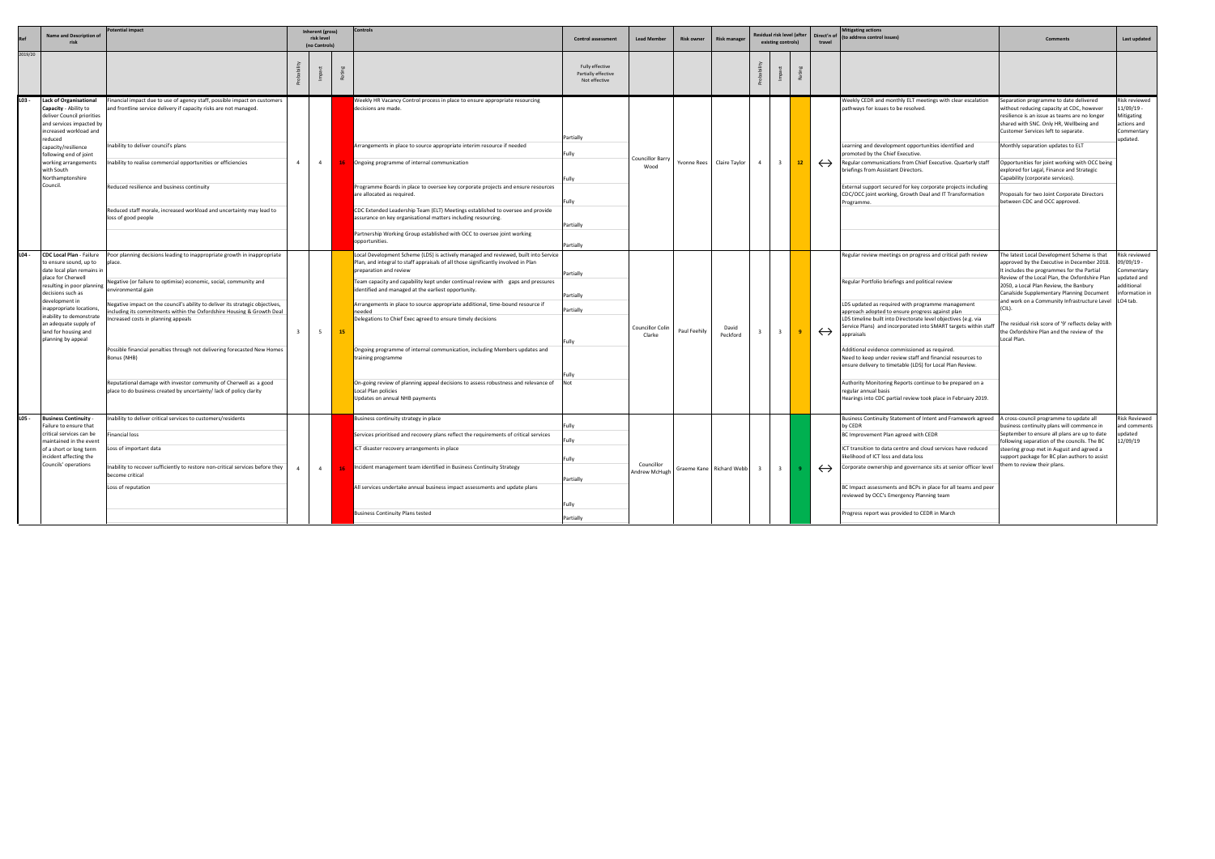| Ref | Name and Description of risk | Potential impact | Inherent (gross) risk level (no Controls) | | | Controls | Control assessment | Lead Member | Risk owner | Risk manager | Residual risk level (after existing controls) | | | Direct'n of travel | Mitigating actions (to address control issues) | Comments | Last updated |
|---|---|---|---|---|---|---|---|---|---|---|---|---|---|---|---|---|---|
| 2019/20 | | | Probability | Impact | Rating | | Fully effective Partially effective Not effective | | | | Probability | Impact | Rating | | | | |
| L03 - | **Lack of Organisational Capacity** - Ability to deliver Council priorities and services impacted by increased workload and reduced capacity/resilience following end of joint working arrangements with South Northamptonshire Council. | Financial impact due to use of agency staff, possible impact on customers and frontline service delivery if capacity risks are not managed.<br><br>Inability to deliver council's plans<br><br>Inability to realise commercial opportunities or efficiencies<br><br>Reduced resilience and business continuity<br><br>Reduced staff morale, increased workload and uncertainty may lead to loss of good people | 4 | 4 | 16 | Weekly HR Vacancy Control process in place to ensure appropriate resourcing decisions are made.<br><br>Arrangements in place to source appropriate interim resource if needed<br><br>Ongoing programme of internal communication<br><br>Programme Boards in place to oversee key corporate projects and ensure resources are allocated as required.<br><br>CDC Extended Leadership Team (ELT) Meetings established to oversee and provide assurance on key organisational matters including resourcing.<br><br>Partnership Working Group established with OCC to oversee joint working opportunities. | Partially<br><br>Fully<br><br>Fully<br><br>Fully<br><br>Partially<br><br>Partially | Councillor Barry Wood | Yvonne Rees | Claire Taylor | 4 | 3 | 12 | ↔ | Weekly CEDR and monthly ELT meetings with clear escalation pathways for issues to be resolved.<br><br>Learning and development opportunities identified and promoted by the Chief Executive.<br><br>Regular communications from Chief Executive. Quarterly staff briefings from Assistant Directors.<br><br>External support secured for key corporate projects including CDC/OCC joint working, Growth Deal and IT Transformation Programme. | Separation programme to date delivered without reducing capacity at CDC, however resilience is an issue as teams are no longer shared with SNC. Only HR, Wellbeing and Customer Services left to separate.<br><br>Monthly separation updates to ELT<br><br>Opportunities for joint working with OCC being explored for Legal, Finance and Strategic Capability (corporate services).<br><br>Proposals for two Joint Corporate Directors between CDC and OCC approved. | Risk reviewed 11/09/19 - Mitigating actions and Commentary updated. |
| L04 - | **CDC Local Plan** - Failure to ensure sound, up to date local plan remains in place for Cherwell resulting in poor planning decisions such as development in inappropriate locations, inability to demonstrate an adequate supply of land for housing and planning by appeal | Poor planning decisions leading to inappropriate growth in inappropriate place.<br><br>Negative (or failure to optimise) economic, social, community and environmental gain<br><br>Negative impact on the council's ability to deliver its strategic objectives, including its commitments within the Oxfordshire Housing & Growth Deal<br><br>Increased costs in planning appeals<br><br>Possible financial penalties through not delivering forecasted New Homes Bonus (NHB)<br><br>Reputational damage with investor community of Cherwell as a good place to do business created by uncertainty/ lack of policy clarity | 3 | 5 | 15 | Local Development Scheme (LDS) is actively managed and reviewed, built into Service Plan, and integral to staff appraisals of all those significantly involved in Plan preparation and review<br><br>Team capacity and capability kept under continual review with gaps and pressures identified and managed at the earliest opportunity.<br><br>Arrangements in place to source appropriate additional, time-bound resource if needed<br><br>Delegations to Chief Exec agreed to ensure timely decisions<br><br>Ongoing programme of internal communication, including Members updates and training programme<br><br>On-going review of planning appeal decisions to assess robustness and relevance of Local Plan policies<br>Updates on annual NHB payments | Partially<br><br>Partially<br><br>Partially<br><br>Fully<br><br>Fully<br><br>Not | Councillor Colin Clarke | Paul Feehily | David Peckford | 3 | 3 | 9 | ↔ | Regular review meetings on progress and critical path review<br><br>Regular Portfolio briefings and political review<br><br>LDS updated as required with programme management approach adopted to ensure progress against plan<br>LDS timeline built into Directorate level objectives (e.g. via Service Plans) and incorporated into SMART targets within staff appraisals<br><br>Additional evidence commissioned as required.<br>Need to keep under review staff and financial resources to ensure delivery to timetable (LDS) for Local Plan Review.<br><br>Authority Monitoring Reports continue to be prepared on a regular annual basis<br>Hearings into CDC partial review took place in February 2019. | The latest Local Development Scheme is that approved by the Executive in December 2018. It includes the programmes for the Partial Review of the Local Plan, the Oxfordshire Plan 2050, a Local Plan Review, the Banbury Canalside Supplementary Planning Document and work on a Community Infrastructure Levy (CIL).<br><br>The residual risk score of '9' reflects delay with the Oxfordshire Plan and the review of the Local Plan. | Risk reviewed 09/09/19 - Commentary updated and additional information in L04 tab. |
| L05 - | **Business Continuity** - Failure to ensure that critical services can be maintained in the event of a short or long term incident affecting the Councils' operations | Inability to deliver critical services to customers/residents<br><br>Financial loss<br><br>Loss of important data<br><br>Inability to recover sufficiently to restore non-critical services before they become critical<br><br>Loss of reputation | 4 | 4 | 16 | Business continuity strategy in place<br><br>Services prioritised and recovery plans reflect the requirements of critical services<br><br>ICT disaster recovery arrangements in place<br><br>Incident management team identified in Business Continuity Strategy<br><br>All services undertake annual business impact assessments and update plans<br><br>Business Continuity Plans tested | Fully<br><br>Fully<br><br>Fully<br><br>Partially<br><br>Fully<br><br>Partially | Councillor Andrew McHugh | Graeme Kane | Richard Webb | 3 | 3 | 9 | ↔ | Business Continuity Statement of Intent and Framework agreed by CEDR<br>BC Improvement Plan agreed with CEDR<br><br>ICT transition to data centre and cloud services have reduced likelihood of ICT loss and data loss<br><br>Corporate ownership and governance sits at senior officer level<br><br>BC Impact assessments and BCPs in place for all teams and peer reviewed by OCC's Emergency Planning team<br><br>Progress report was provided to CEDR in March | A cross-council programme to update all business continuity plans will commence in September to ensure all plans are up to date following separation of the councils. The BC steering group met in August and agreed a support package for BC plan authors to assist them to review their plans. | Risk Reviewed and comments updated 12/09/19 |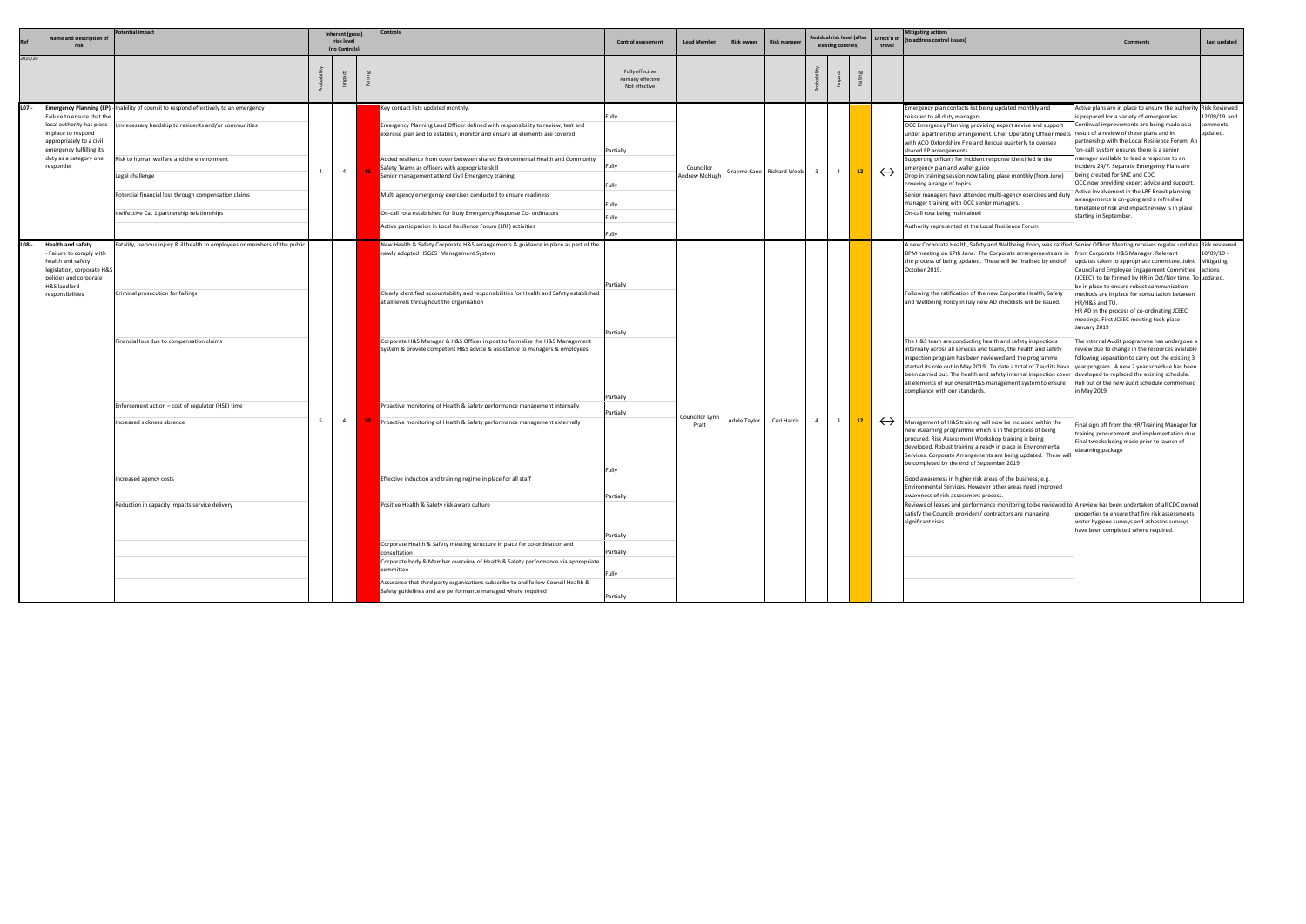| Ref | Name and Description of risk | Potential impact | Inherent (gross) risk level (no Controls) | | | Controls | Control assessment | Lead Member | Risk owner | Risk manager | Residual risk level (after existing controls) | | | Direct'n of travel | Mitigating actions (to address control issues) | Comments | Last updated |
|---|---|---|---|---|---|---|---|---|---|---|---|---|---|---|---|---|---|
| 2019/20 | | | Probability | Impact | Rating | | Fully effective Partially effective Not effective | | | | Probability | Impact | Rating | | | | |
| L07 - | **Emergency Planning (EP)** - Failure to ensure that the local authority has plans in place to respond appropriately to a civil emergency fulfilling its duty as a category one responder | Inability of council to respond effectively to an emergency<br><br>Unnecessary hardship to residents and/or communities<br><br>Risk to human welfare and the environment<br><br>Legal challenge<br><br>Potential financial loss through compensation claims<br><br>Ineffective Cat 1 partnership relationships | 4 | 4 | 16 | Key contact lists updated monthly.<br><br>Emergency Planning Lead Officer defined with responsibility to review, test and exercise plan and to establish, monitor and ensure all elements are covered<br><br>Added resilience from cover between shared Environmental Health and Community Safety Teams as officers with appropriate skill<br>Senior management attend Civil Emergency training<br><br>Multi agency emergency exercises conducted to ensure readiness<br><br>On-call rota established for Duty Emergency Response Co- ordinators<br><br>Active participation in Local Resilience Forum (LRF) activities | Fully<br><br>Partially<br><br>Fully<br><br>Fully<br><br>Fully<br><br>Fully<br><br>Fully | Councillor Andrew McHugh | Graeme Kane | Richard Webb | 3 | 4 | 12 | ↔ | Emergency plan contacts list being updated monthly and reissued to all duty managers.<br>OCC Emergency Planning providing expert advice and support under a partnership arrangement. Chief Operating Officer meets with ACO Oxfordshire Fire and Rescue quarterly to oversee shared EP arrangements.<br>Supporting officers for incident response identified in the emergency plan and wallet guide<br>Drop in training session now taking place monthly (from June) covering a range of topics.<br>Senior managers have attended multi-agency exercises and duty manager training with OCC senior managers.<br>On-call rota being maintained<br><br>Authority represented at the Local Resilience Forum | Active plans are in place to ensure the authority is prepared for a variety of emergencies.<br>Continual improvements are being made as a result of a review of these plans and in partnership with the Local Resilience Forum. An 'on-call' system ensures there is a senior manager available to lead a response to an incident 24/7. Separate Emergency Plans are being created for SNC and CDC.<br>OCC now providing expert advice and support.<br>Active involvement in the LRF Brexit planning arrangements is on-going and a refreshed timetable of risk and impact review is in place starting in September. | Risk Reviewed 12/09/19 and comments updated. |
| L08 - | **Health and safety** - Failure to comply with health and safety legislation, corporate H&S policies and corporate H&S landlord responsibilities | Fatality, serious injury & ill health to employees or members of the public<br><br>Criminal prosecution for failings<br><br>Financial loss due to compensation claims<br><br>Enforcement action – cost of regulator (HSE) time<br><br>Increased sickness absence<br><br>Increased agency costs<br><br>Reduction in capacity impacts service delivery | 5 | 4 | 20 | New Health & Safety Corporate H&S arrangements & guidance in place as part of the newly adopted HSG65 Management System<br><br>Clearly identified accountability and responsibilities for Health and Safety established at all levels throughout the organisation<br><br>Corporate H&S Manager & H&S Officer in post to formalise the H&S Management System & provide competent H&S advice & assistance to managers & employees.<br><br>Proactive monitoring of Health & Safety performance management internally<br><br>Proactive monitoring of Health & Safety performance management externally<br><br>Effective induction and training regime in place for all staff<br><br>Positive Health & Safety risk aware culture<br><br>Corporate Health & Safety meeting structure in place for co-ordination and consultation<br>Corporate body & Member overview of Health & Safety performance via appropriate committee<br>Assurance that third party organisations subscribe to and follow Council Health & Safety guidelines and are performance managed where required | Partially<br><br>Partially<br><br>Partially<br><br>Partially<br><br>Fully<br><br>Partially<br><br>Partially<br><br>Partially<br><br>Fully<br><br>Partially | Councillor Lynn Pratt | Adele Taylor | Ceri Harris | 4 | 3 | 12 | ↔ | A new Corporate Health, Safety and Wellbeing Policy was ratified BPM meeting on 17th June. The Corporate arrangements are in the process of being updated. These will be finalised by end of October 2019.<br><br>Following the ratification of the new Corporate Health, Safety and Wellbeing Policy in July new AD checklists will be issued.<br><br>The H&S team are conducting health and safety inspections internally across all services and teams, the health and safety inspection program has been reviewed and the programme started its role out in May 2019. To date a total of 7 audits have been carried out. The health and safety internal inspection cover all elements of our overall H&S management system to ensure compliance with our standards.<br><br>Management of H&S training will now be included within the new eLearning programme which is in the process of being procured. Risk Assessment Workshop training is being developed. Robust training already in place in Environmental Services. Corporate Arrangements are being updated. These will be completed by the end of September 2019.<br><br>Good awareness in higher risk areas of the business, e.g. Environmental Services. However other areas need improved awareness of risk assessment process.<br>Reviews of leases and performance monitoring to be reviewed to satisfy the Councils providers/ contractors are managing significant risks. | Senior Officer Meeting receives regular updates from Corporate H&S Manager. Relevant updates taken to appropriate committee. Joint Council and Employee Engagement Committee (JCEEC) to be formed by HR in Oct/Nov time. To be in place to ensure robust communication methods are in place for consultation between HR/H&S and TU.<br>HR AD in the process of co-ordinating JCEEC meetings. First JCEEC meeting took place January 2019<br><br>The Internal Audit programme has undergone a review due to change in the resources available following separation to carry out the existing 3 year program. A new 2 year schedule has been developed to replaced the existing schedule. Roll out of the new audit schedule commenced in May 2019.<br><br>Final sign off from the HR/Training Manager for training procurement and implementation due. Final tweaks being made prior to launch of eLearning package<br><br>A review has been undertaken of all CDC owned properties to ensure that fire risk assessments, water hygiene surveys and asbestos surveys have been completed where required. | Risk reviewed 10/09/19 - Mitigating actions updated. |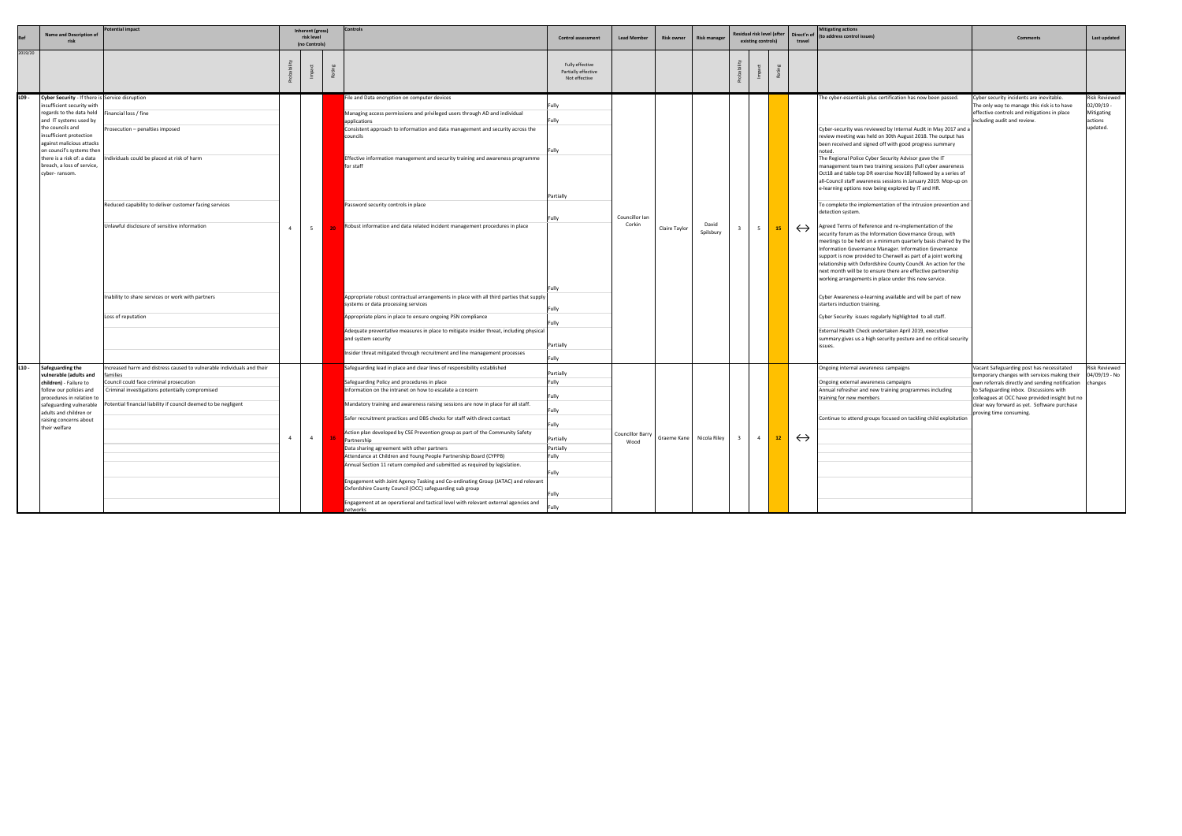| Ref | Name and Description of risk | Potential impact | Inherent (gross) risk level (no Controls) | | | Controls | Control assessment | Lead Member | Risk owner | Risk manager | Residual risk level (after existing controls) | | | Direct'n of travel | Mitigating actions (to address control issues) | Comments | Last updated |
|---|---|---|---|---|---|---|---|---|---|---|---|---|---|---|---|---|---|
| 2019/20 | | | Probability | Impact | Rating | | Fully effective Partially effective Not effective | | | | Probability | Impact | Rating | | | | |
| L09 - | **Cyber Security** - If there is insufficient security with regards to the data held and IT systems used by the councils and insufficient protection against malicious attacks on council's systems then there is a risk of: a data breach, a loss of service, cyber- ransom. | Service disruption<br>Financial loss / fine<br>Prosecution – penalties imposed<br>Individuals could be placed at risk of harm<br>Reduced capability to deliver customer facing services<br>Unlawful disclosure of sensitive information<br>Inability to share services or work with partners<br>Loss of reputation | 4 | 5 | 20 | File and Data encryption on computer devices<br>Managing access permissions and privileged users through AD and individual applications<br>Consistent approach to information and data management and security across the councils<br>Effective information management and security training and awareness programme for staff<br>Password security controls in place<br>Robust information and data related incident management procedures in place<br>Appropriate robust contractual arrangements in place with all third parties that supply systems or data processing services<br>Appropriate plans in place to ensure ongoing PSN compliance<br>Adequate preventative measures in place to mitigate insider threat, including physical and system security<br>Insider threat mitigated through recruitment and line management processes | Fully<br>Fully<br>Fully<br>Partially<br>Fully<br>Fully<br>Fully<br>Fully<br>Partially<br>Fully | Councillor Ian Corkin | Claire Taylor | David Spilsbury | 3 | 5 | 15 | ↔ | The cyber-essentials plus certification has now been passed.<br>Cyber-security was reviewed by Internal Audit in May 2017 and a review meeting was held on 30th August 2018. The output has been received and signed off with good progress summary noted.<br>The Regional Police Cyber Security Advisor gave the IT management team two training sessions (full cyber awareness Oct18 and table top DR exercise Nov18) followed by a series of all-Council staff awareness sessions in January 2019. Mop-up on e-learning options now being explored by IT and HR.<br>To complete the implementation of the intrusion prevention and detection system.<br>Agreed Terms of Reference and re-implementation of the security forum as the Information Governance Group, with meetings to be held on a minimum quarterly basis chaired by the Information Governance Manager. Information Governance support is now provided to Cherwell as part of a joint working relationship with Oxfordshire County Council. An action for the next month will be to ensure there are effective partnership working arrangements in place under this new service.<br>Cyber Awareness e-learning available and will be part of new starters induction training.<br>Cyber Security issues regularly highlighted to all staff.<br>External Health Check undertaken April 2019, executive summary gives us a high security posture and no critical security issues. | Cyber security incidents are inevitable. The only way to manage this risk is to have effective controls and mitigations in place including audit and review. | Risk Reviewed 02/09/19 - Mitigating actions updated. |
| L10 - | **Safeguarding the vulnerable (adults and children)** - Failure to follow our policies and procedures in relation to safeguarding vulnerable adults and children or raising concerns about their welfare | Increased harm and distress caused to vulnerable individuals and their families<br>Council could face criminal prosecution<br>Criminal investigations potentially compromised<br>Potential financial liability if council deemed to be negligent | 4 | 4 | 16 | Safeguarding lead in place and clear lines of responsibility established<br>Safeguarding Policy and procedures in place<br>Information on the intranet on how to escalate a concern<br>Mandatory training and awareness raising sessions are now in place for all staff.<br>Safer recruitment practices and DBS checks for staff with direct contact<br>Action plan developed by CSE Prevention group as part of the Community Safety Partnership<br>Data sharing agreement with other partners<br>Attendance at Children and Young People Partnership Board (CYPPB)<br>Annual Section 11 return compiled and submitted as required by legislation.<br>Engagement with Joint Agency Tasking and Co-ordinating Group (JATAC) and relevant Oxfordshire County Council (OCC) safeguarding sub group<br>Engagement at an operational and tactical level with relevant external agencies and networks | Partially<br>Fully<br>Fully<br>Fully<br>Fully<br>Partially<br>Partially<br>Fully<br>Fully<br>Fully<br>Fully | Councillor Barry Wood | Graeme Kane | Nicola Riley | 3 | 4 | 12 | ↔ | Ongoing internal awareness campaigns<br>Ongoing external awareness campaigns<br>Annual refresher and new training programmes including training for new members<br>Continue to attend groups focused on tackling child exploitation | Vacant Safeguarding post has necessitated temporary changes with services making their own referrals directly and sending notification to Safeguarding inbox. Discussions with colleagues at OCC have provided insight but no clear way forward as yet. Software purchase proving time consuming. | Risk Reviewed 04/09/19 - No changes |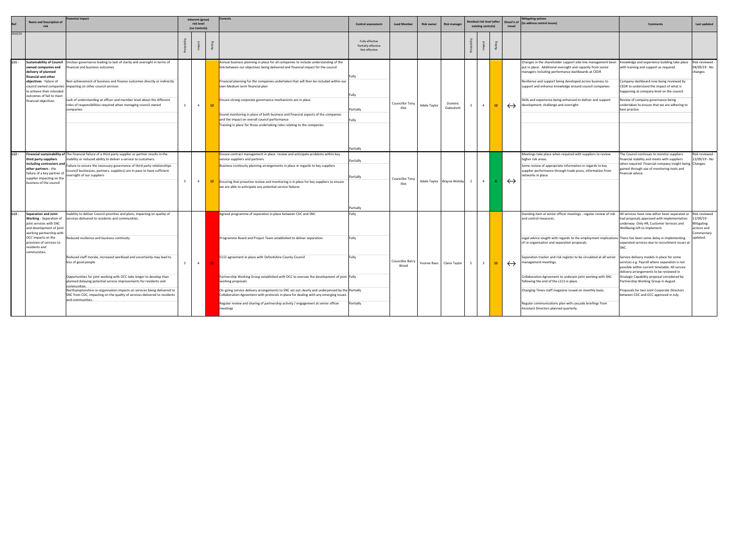| Ref | Name and Description of risk | Potential impact | Inherent (gross) risk level (no Controls) | | | Controls | Control assessment | Lead Member | Risk owner | Risk manager | Residual risk level (after existing controls) | | | Direct'n of travel | Mitigating actions (to address control issues) | Comments | Last updated |
|---|---|---|---|---|---|---|---|---|---|---|---|---|---|---|---|---|---|
| 2019/20 | | | Probability | Impact | Rating | | Fully effective Partially effective Not effective | | | | Probability | Impact | Rating | | | | |
| L11 - | **Sustainability of Council owned companies and delivery of planned financial and other objectives** - failure of council owned companies to achieve their intended outcomes of fail to meet financial objectives | Unclear governance leading to lack of clarity and oversight in terms of financial and business outcomes<br><br>Non achievement of business and finance outcomes directly or indirectly impacting on other council services<br><br>Lack of understanding at officer and member level about the different roles of responsibilities required when managing council owned companies | 3 | 4 | 12 | Annual business planning in place for all companies to include understanding of the link between our objectives being delivered and financial impact for the council<br><br>Financial planning for the companies undertaken that will then be included within our own Medium term financial plan<br><br>Ensure strong corporate governance mechanisms are in place<br><br>Sound monitoring in place of both business and financial aspects of the companies and the impact on overall council performance<br><br>Training in place for those undertaking roles relating to the companies | Fully<br><br>Fully<br><br>Partially<br><br>Fully<br><br>Partially | Councillor Tony Illot | Adele Taylor | Dominic Oakeshott | 3 | 4 | 12 | ↔ | Changes in the shareholder support side line management been put in place. Additional oversight and capacity from senior managers including performance dashboards at CEDR<br><br>Resilience and support being developed across business to support and enhance knowledge around council companies<br><br>Skills and experience being enhanced to deliver and support development, challenge and oversight. | Knowledge and experience building take place with training and support as required.<br><br>Company dashboard now being reviewed by CEDR to understand the impact of what is happening at company level on the council.<br><br>Review of company governance being undertaken to ensure that we are adhering to best practice | Risk reviewed - 04/09/19 - No changes |
| L12 - | **Financial sustainability of third party suppliers including contractors and other partners** - the failure of a key partner of supplier impacting on the business of the council | The financial failure of a third party supplier or partner results in the inability or reduced ability to deliver a service to customers.<br><br>Failure to ensure the necessary governance of third party relationships (council businesses, partners, suppliers) are in pace to have sufficient oversight of our suppliers | 3 | 4 | 12 | Ensure contract management in place review and anticipate problems within key service suppliers and partners<br><br>Business continuity planning arrangements in place in regards to key suppliers<br><br>Ensuring that proactive review and monitoring is in place for key suppliers to ensure we are able to anticipate any potential service failures | Partially<br><br>Partially<br><br>Partially | Councillor Tony Illot | Adele Taylor | Wayne Welsby | 2 | 4 | 8 | ↔ | Meetings take place when required with suppliers to review higher risk areas.<br><br>Some review of appropriate information in regards to key supplier performance through trade press, information from networks in place. | The Council continues to monitor suppliers financial stability and meets with suppliers when required. Financial company insight being gained through use of monitoring tools and financial advice. | Risk reviewed - 12/09/19 - No Changes. |
| L13 - | **Separation and Joint Working** - Separation of joint services with SNC and development of joint working partnership with OCC impacts on the provision of services to residents and communities. | Inability to deliver Council priorities and plans, impacting on quality of services delivered to residents and communities.<br><br>Reduced resilience and business continuity<br><br>Reduced staff morale, increased workload and uncertainty may lead to loss of good people<br><br>Opportunities for joint working with OCC take longer to develop than planned delaying potential service improvements for residents and communities.<br><br>Northamptonshire re-organisation impacts on services being delivered to SNC from CDC, impacting on the quality of services delivered to residents and communities. | 5 | 4 | 20 | Agreed programme of separation in place between CDC and SNC<br><br>Programme Board and Project Team established to deliver separation.<br><br>S113 agreement in place with Oxfordshire County Council<br><br>Partnership Working Group established with OCC to oversee the development of joint working proposals.<br><br>On-going service delivery arrangements to SNC set out clearly and underpinned by the Collaboration Agreement with protocols in place for dealing with any emerging issues.<br><br>Regular review and sharing of partnership activity / engagement at senior officer meetings | Fully<br><br>Fully<br><br>Fully<br><br>Fully<br><br>Partially<br><br>Partially | Councillor Barry Wood | Yvonne Rees | Claire Taylor | 5 | 3 | 15 | ↔ | Standing item at senior officer meetings - regular review of risk and control measures.<br><br>Legal advice sought with regards to the employment implications of re-organisation and separation proposals.<br><br>Separation tracker and risk register to be circulated at all senior management meetings.<br><br>Collaboration Agreement to underpin joint working with SNC following the end of the s113 in place.<br><br>Changing Times staff magazine issued on monthly basis.<br><br>Regular communications plan with cascade briefings from Assistant Directors planned quarterly. | All services have now either been separated or had proposals approved with implementation underway. Only HR, Customer Services and Wellbeing left to implement.<br><br>There has been some delay in implementing separated services due to recruitment issues at SNC.<br><br>Service delivery models in place for some services e.g. Payroll where separation is not possible within current timetable. All service delivery arrangements to be reviewed in Strategic Capability proposal considered by Partnership Working Group in August.<br><br>Proposals for two Joint Corporate Directors between CDC and OCC approved in July. | Risk reviewed 11/09/19 - Mitigating actions and Commentary updated. |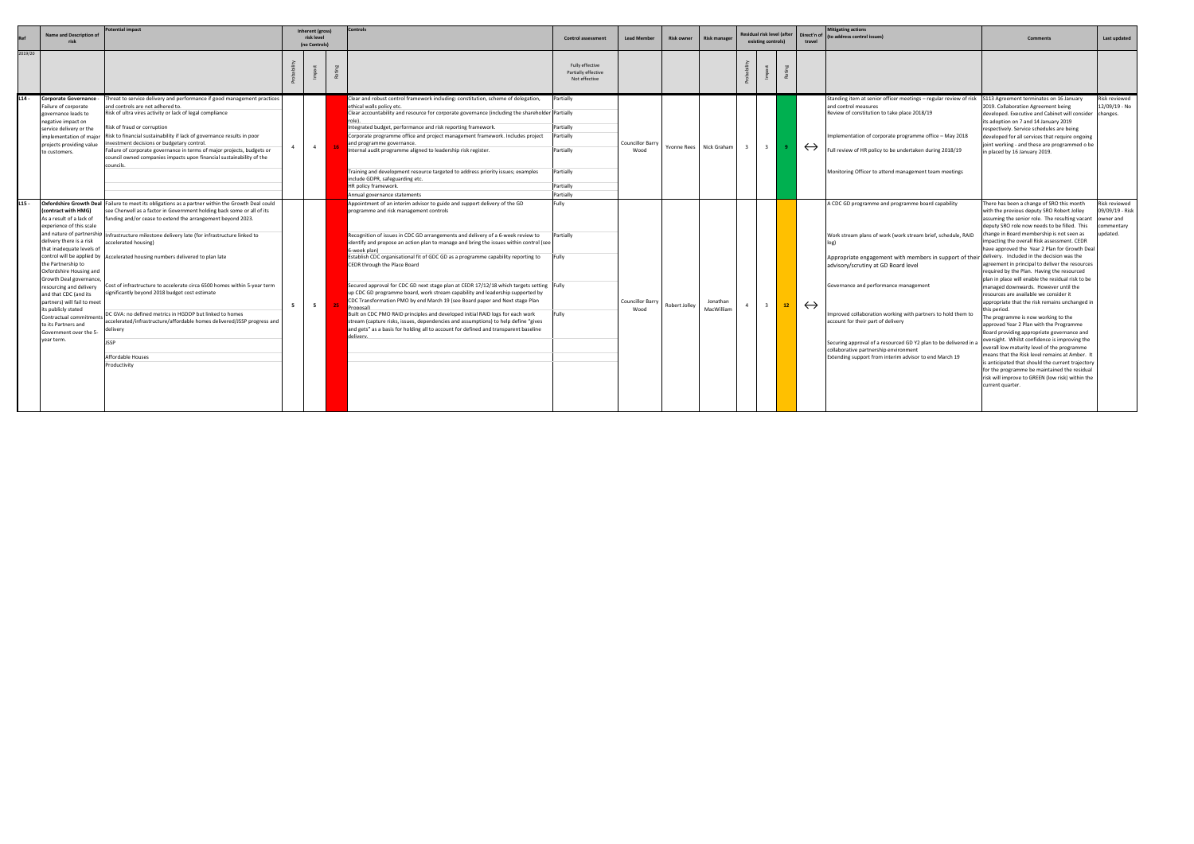| Ref | Name and Description of risk | Potential impact | Inherent (gross) risk level (no Controls) | | | Controls | Control assessment | Lead Member | Risk owner | Risk manager | Residual risk level (after existing controls) | | | Direct'n of travel | Mitigating actions (to address control issues) | Comments | Last updated |
|---|---|---|---|---|---|---|---|---|---|---|---|---|---|---|---|---|---|
| 2019/20 | | | Probability | Impact | Rating | | Fully effective Partially effective Not effective | | | | Probability | Impact | Rating | | | | |
| L14 - | **Corporate Governance** - Failure of corporate governance leads to negative impact on service delivery or the implementation of major projects providing value to customers. | Threat to service delivery and performance if good management practices and controls are not adhered to.<br>Risk of ultra vires activity or lack of legal compliance<br>Risk of fraud or corruption<br>Risk to financial sustainability if lack of governance results in poor investment decisions or budgetary control.<br>Failure of corporate governance in terms of major projects, budgets or council owned companies impacts upon financial sustainability of the councils. | 4 | 4 | 16 | Clear and robust control framework including: constitution, scheme of delegation, ethical walls policy etc.<br>Clear accountability and resource for corporate governance (including the shareholder role).<br>Integrated budget, performance and risk reporting framework.<br>Corporate programme office and project management framework. Includes project and programme governance.<br>Internal audit programme aligned to leadership risk register.<br>Training and development resource targeted to address priority issues; examples include GDPR, safeguarding etc.<br>HR policy framework.<br>Annual governance statements | Partially<br>Partially<br>Partially<br>Partially<br>Partially<br>Partially<br>Partially<br>Partially | Councillor Barry Wood | Yvonne Rees | Nick Graham | 3 | 3 | 9 | ↔ | Standing item at senior officer meetings – regular review of risk and control measures<br>Review of constitution to take place 2018/19<br>Implementation of corporate programme office – May 2018<br>Full review of HR policy to be undertaken during 2018/19<br>Monitoring Officer to attend management team meetings | S113 Agreement terminates on 16 January 2019. Collaboration Agreement being developed. Executive and Cabinet will consider its adoption on 7 and 14 January 2019 respectively. Service schedules are being developed for all services that require ongoing joint working - and these are programmed o be in placed by 16 January 2019. | Risk reviewed 12/09/19 - No changes. |
| L15 - | **Oxfordshire Growth Deal (contract with HMG)**<br>As a result of a lack of experience of this scale and nature of partnership delivery there is a risk that inadequate levels of control will be applied by the Partnership to Oxfordshire Housing and Growth Deal governance, resourcing and delivery and that CDC (and its partners) will fail to meet its publicly stated Contractual commitments to its Partners and Government over the 5-year term. | Failure to meet its obligations as a partner within the Growth Deal could see Cherwell as a factor in Government holding back some or all of its funding and/or cease to extend the arrangement beyond 2023.<br>Infrastructure milestone delivery late (for infrastructure linked to accelerated housing)<br>Accelerated housing numbers delivered to plan late<br>Cost of infrastructure to accelerate circa 6500 homes within 5-year term significantly beyond 2018 budget cost estimate<br>DC GVA: no defined metrics in HGDDP but linked to homes accelerated/infrastructure/affordable homes delivered/JSSP progress and delivery<br>JSSP<br>Affordable Houses<br>Productivity | 5 | 5 | 25 | Appointment of an interim advisor to guide and support delivery of the GD programme and risk management controls<br>Recognition of issues in CDC GD arrangements and delivery of a 6-week review to identify and propose an action plan to manage and bring the issues within control (see 6-week plan)<br>Establish CDC organisational fit of GDC GD as a programme capability reporting to CEDR through the Place Board<br>Secured approval for CDC GD next stage plan at CEDR 17/12/18 which targets setting up CDC GD programme board, work stream capability and leadership supported by CDC Transformation PMO by end March 19 (see Board paper and Next stage Plan Proposal)<br>Built on CDC PMO RAID principles and developed initial RAID logs for each work stream (capture risks, issues, dependencies and assumptions) to help define "gives and gets" as a basis for holding all to account for defined and transparent baseline delivery. | Fully<br>Partially<br>Fully<br>Fully<br>Fully | Councillor Barry Wood | Robert Jolley | Jonathan MacWilliam | 4 | 3 | 12 | ↔ | A CDC GD programme and programme board capability<br>Work stream plans of work (work stream brief, schedule, RAID log)<br>Appropriate engagement with members in support of their advisory/scrutiny at GD Board level<br>Governance and performance management<br>Improved collaboration working with partners to hold them to account for their part of delivery<br>Securing approval of a resourced GD Y2 plan to be delivered in a collaborative partnership environment<br>Extending support from interim advisor to end March 19 | There has been a change of SRO this month with the previous deputy SRO Robert Jolley assuming the senior role. The resulting vacant deputy SRO role now needs to be filled. This change in Board membership is not seen as impacting the overall Risk assessment. CEDR have approved the Year 2 Plan for Growth Deal delivery. Included in the decision was the agreement in principal to deliver the resources required by the Plan. Having the resourced plan in place will enable the residual risk to be managed downwards. However until the resources are available we consider it appropriate that the risk remains unchanged in this period.<br>The programme is now working to the approved Year 2 Plan with the Programme Board providing appropriate governance and oversight. Whilst confidence is improving the overall low maturity level of the programme means that the Risk level remains at Amber. It is anticipated that should the current trajectory for the programme be maintained the residual risk will improve to GREEN (low risk) within the current quarter. | Risk reviewed 09/09/19 - Risk owner and commentary updated. |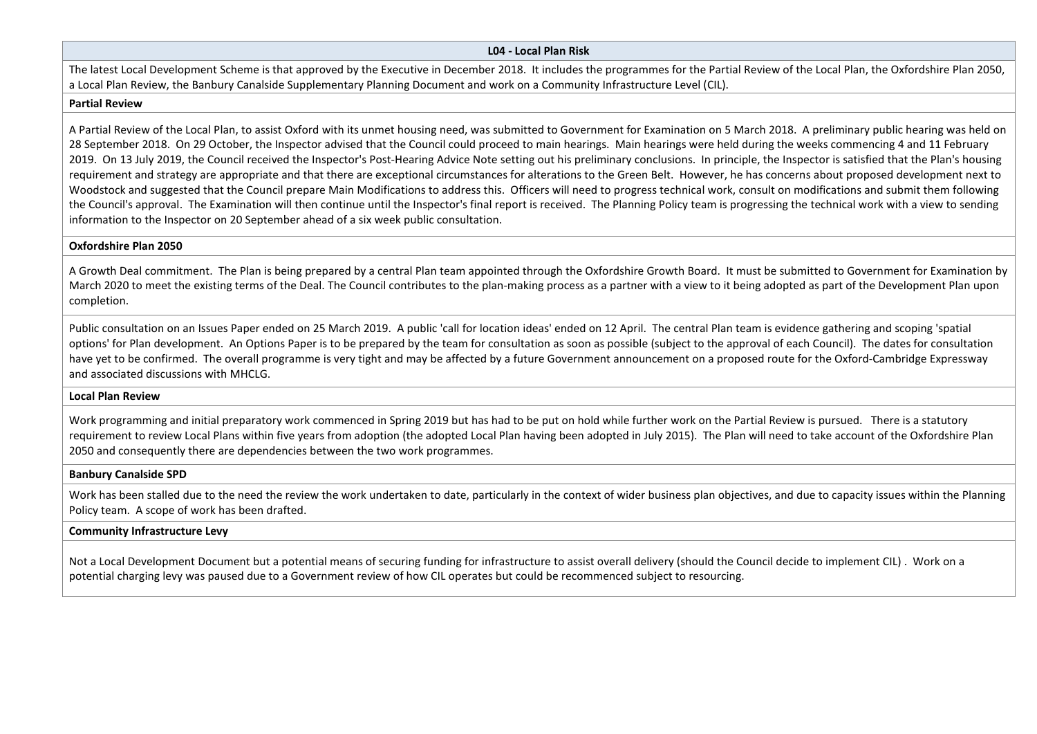## L04 - Local Plan Risk

The latest Local Development Scheme is that approved by the Executive in December 2018. It includes the programmes for the Partial Review of the Local Plan, the Oxfordshire Plan 2050, a Local Plan Review, the Banbury Canalside Supplementary Planning Document and work on a Community Infrastructure Level (CIL).

**Partial Review**

A Partial Review of the Local Plan, to assist Oxford with its unmet housing need, was submitted to Government for Examination on 5 March 2018. A preliminary public hearing was held on 28 September 2018. On 29 October, the Inspector advised that the Council could proceed to main hearings. Main hearings were held during the weeks commencing 4 and 11 February 2019. On 13 July 2019, the Council received the Inspector's Post-Hearing Advice Note setting out his preliminary conclusions. In principle, the Inspector is satisfied that the Plan's housing requirement and strategy are appropriate and that there are exceptional circumstances for alterations to the Green Belt. However, he has concerns about proposed development next to Woodstock and suggested that the Council prepare Main Modifications to address this. Officers will need to progress technical work, consult on modifications and submit them following the Council's approval. The Examination will then continue until the Inspector's final report is received. The Planning Policy team is progressing the technical work with a view to sending information to the Inspector on 20 September ahead of a six week public consultation.

**Oxfordshire Plan 2050**

A Growth Deal commitment. The Plan is being prepared by a central Plan team appointed through the Oxfordshire Growth Board. It must be submitted to Government for Examination by March 2020 to meet the existing terms of the Deal. The Council contributes to the plan-making process as a partner with a view to it being adopted as part of the Development Plan upon completion.

Public consultation on an Issues Paper ended on 25 March 2019. A public 'call for location ideas' ended on 12 April. The central Plan team is evidence gathering and scoping 'spatial options' for Plan development. An Options Paper is to be prepared by the team for consultation as soon as possible (subject to the approval of each Council). The dates for consultation have yet to be confirmed. The overall programme is very tight and may be affected by a future Government announcement on a proposed route for the Oxford-Cambridge Expressway and associated discussions with MHCLG.

**Local Plan Review**

Work programming and initial preparatory work commenced in Spring 2019 but has had to be put on hold while further work on the Partial Review is pursued. There is a statutory requirement to review Local Plans within five years from adoption (the adopted Local Plan having been adopted in July 2015). The Plan will need to take account of the Oxfordshire Plan 2050 and consequently there are dependencies between the two work programmes.

**Banbury Canalside SPD**

Work has been stalled due to the need the review the work undertaken to date, particularly in the context of wider business plan objectives, and due to capacity issues within the Planning Policy team. A scope of work has been drafted.

**Community Infrastructure Levy**

Not a Local Development Document but a potential means of securing funding for infrastructure to assist overall delivery (should the Council decide to implement CIL) . Work on a potential charging levy was paused due to a Government review of how CIL operates but could be recommenced subject to resourcing.